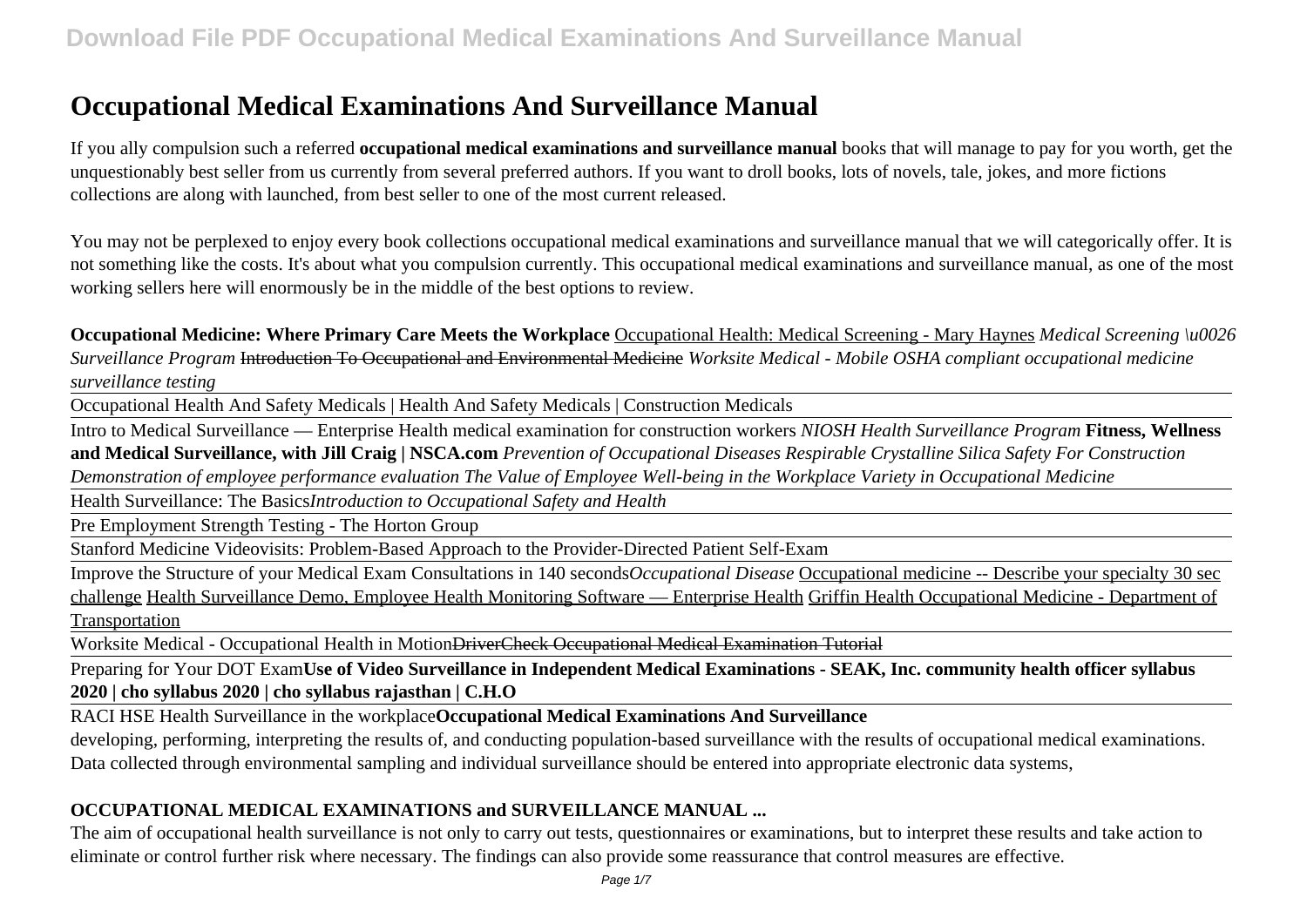# Occupational Medical Examinations And Surveillance Manual

If you ally compulsion such a referred **occupational medical examinations and surveillance manual** books that will manage to pay for you worth, get the unquestionably best seller from us currently from several preferred authors. If you want to droll books, lots of novels, tale, jokes, and more fictions collections are along with launched, from best seller to one of the most current released.

You may not be perplexed to enjoy every book collections occupational medical examinations and surveillance manual that we will categorically offer. It is not something like the costs. It's about what you compulsion currently. This occupational medical examinations and surveillance manual, as one of the most working sellers here will enormously be in the middle of the best options to review.

**Occupational Medicine: Where Primary Care Meets the Workplace** Occupational Health: Medical Screening - Mary Haynes *Medical Screening \u0026 Surveillance Program* ~~Introduction To Occupational and Environmental Medicine~~ *Worksite Medical - Mobile OSHA compliant occupational medicine surveillance testing*

Occupational Health And Safety Medicals | Health And Safety Medicals | Construction Medicals

Intro to Medical Surveillance — Enterprise Health medical examination for construction workers *NIOSH Health Surveillance Program* **Fitness, Wellness and Medical Surveillance, with Jill Craig | NSCA.com** *Prevention of Occupational Diseases Respirable Crystalline Silica Safety For Construction Demonstration of employee performance evaluation The Value of Employee Well-being in the Workplace Variety in Occupational Medicine*

Health Surveillance: The Basics*Introduction to Occupational Safety and Health*

Pre Employment Strength Testing - The Horton Group

Stanford Medicine Videovisits: Problem-Based Approach to the Provider-Directed Patient Self-Exam

Improve the Structure of your Medical Exam Consultations in 140 seconds*Occupational Disease* Occupational medicine -- Describe your specialty 30 sec challenge Health Surveillance Demo, Employee Health Monitoring Software — Enterprise Health Griffin Health Occupational Medicine - Department of Transportation

Worksite Medical - Occupational Health in Motion~~DriverCheck Occupational Medical Examination Tutorial~~

Preparing for Your DOT Exam**Use of Video Surveillance in Independent Medical Examinations - SEAK, Inc. community health officer syllabus 2020 | cho syllabus 2020 | cho syllabus rajasthan | C.H.O**

RACI HSE Health Surveillance in the workplace**Occupational Medical Examinations And Surveillance**

developing, performing, interpreting the results of, and conducting population-based surveillance with the results of occupational medical examinations. Data collected through environmental sampling and individual surveillance should be entered into appropriate electronic data systems,

**OCCUPATIONAL MEDICAL EXAMINATIONS and SURVEILLANCE MANUAL ...**

The aim of occupational health surveillance is not only to carry out tests, questionnaires or examinations, but to interpret these results and take action to eliminate or control further risk where necessary. The findings can also provide some reassurance that control measures are effective.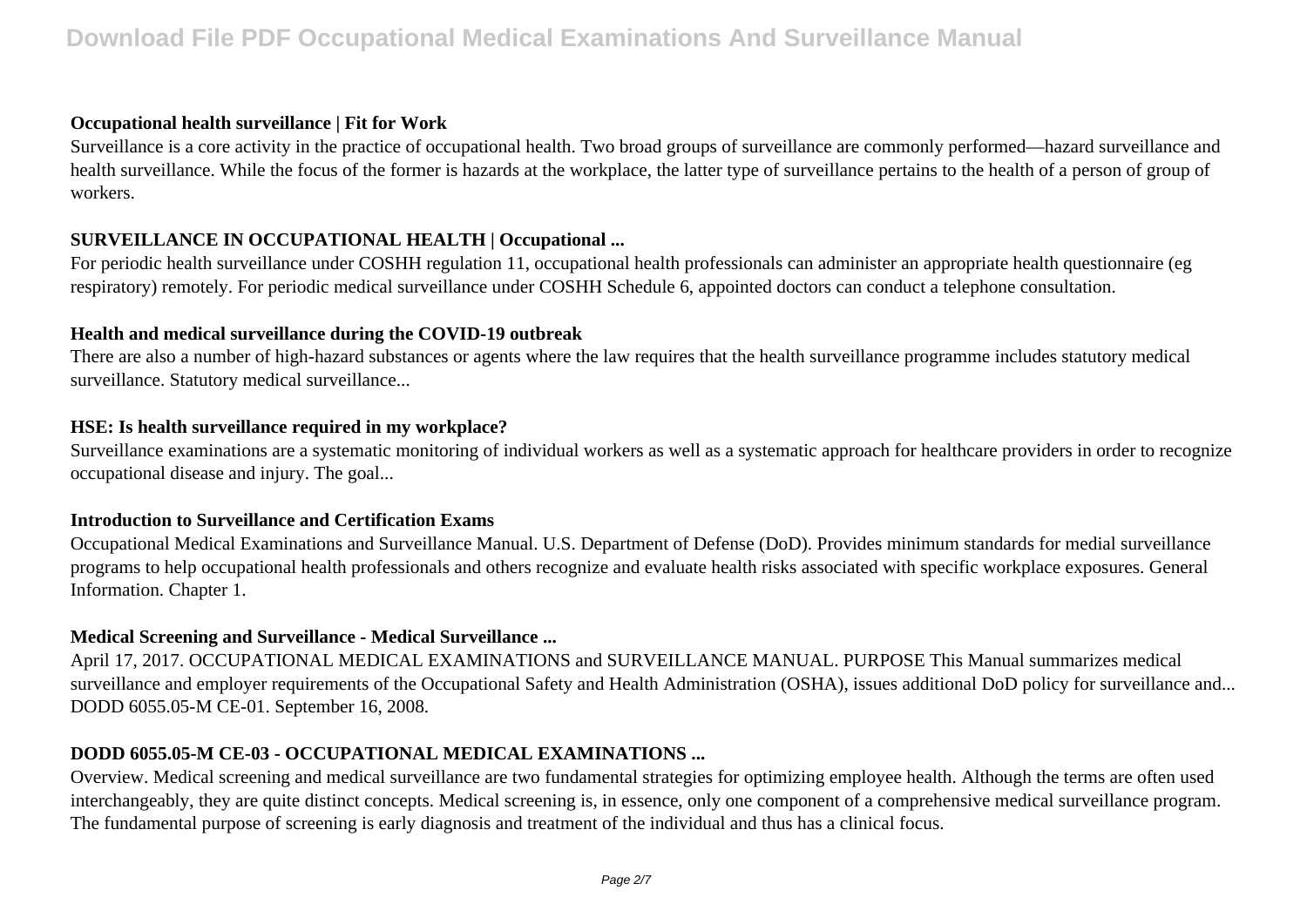### Occupational health surveillance | Fit for Work

Surveillance is a core activity in the practice of occupational health. Two broad groups of surveillance are commonly performed—hazard surveillance and health surveillance. While the focus of the former is hazards at the workplace, the latter type of surveillance pertains to the health of a person of group of workers.

### SURVEILLANCE IN OCCUPATIONAL HEALTH | Occupational ...

For periodic health surveillance under COSHH regulation 11, occupational health professionals can administer an appropriate health questionnaire (eg respiratory) remotely. For periodic medical surveillance under COSHH Schedule 6, appointed doctors can conduct a telephone consultation.

### Health and medical surveillance during the COVID-19 outbreak

There are also a number of high-hazard substances or agents where the law requires that the health surveillance programme includes statutory medical surveillance. Statutory medical surveillance...

### HSE: Is health surveillance required in my workplace?

Surveillance examinations are a systematic monitoring of individual workers as well as a systematic approach for healthcare providers in order to recognize occupational disease and injury. The goal...

### Introduction to Surveillance and Certification Exams

Occupational Medical Examinations and Surveillance Manual. U.S. Department of Defense (DoD). Provides minimum standards for medial surveillance programs to help occupational health professionals and others recognize and evaluate health risks associated with specific workplace exposures. General Information. Chapter 1.

### Medical Screening and Surveillance - Medical Surveillance ...

April 17, 2017. OCCUPATIONAL MEDICAL EXAMINATIONS and SURVEILLANCE MANUAL. PURPOSE This Manual summarizes medical surveillance and employer requirements of the Occupational Safety and Health Administration (OSHA), issues additional DoD policy for surveillance and... DODD 6055.05-M CE-01. September 16, 2008.

### DODD 6055.05-M CE-03 - OCCUPATIONAL MEDICAL EXAMINATIONS ...

Overview. Medical screening and medical surveillance are two fundamental strategies for optimizing employee health. Although the terms are often used interchangeably, they are quite distinct concepts. Medical screening is, in essence, only one component of a comprehensive medical surveillance program. The fundamental purpose of screening is early diagnosis and treatment of the individual and thus has a clinical focus.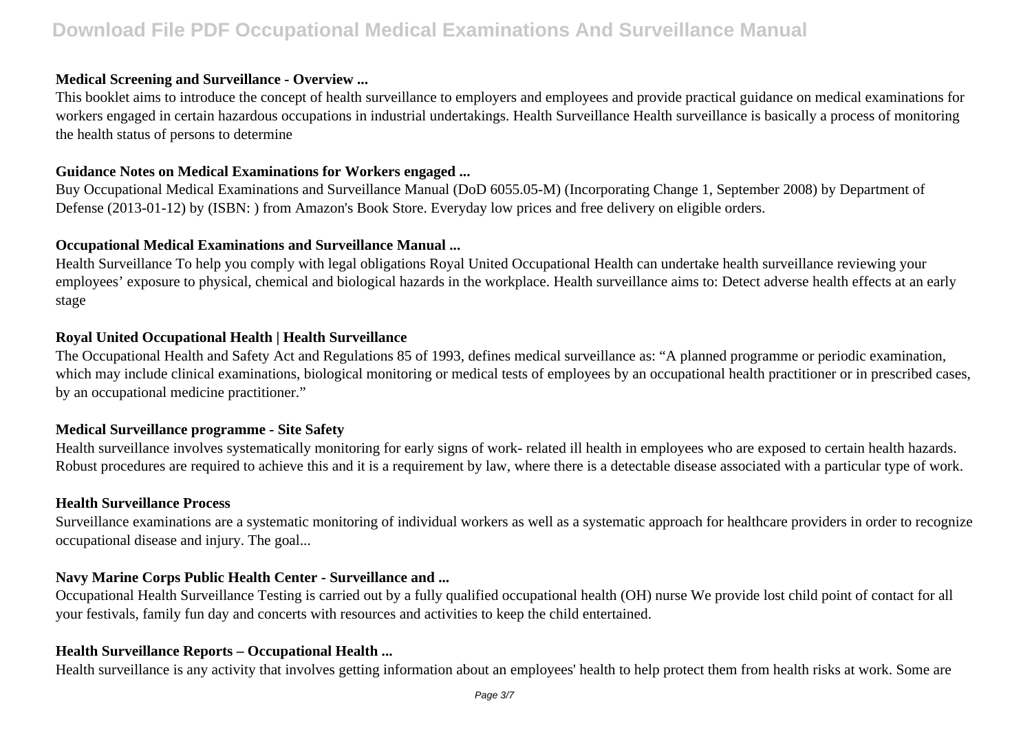**Medical Screening and Surveillance - Overview ...**

This booklet aims to introduce the concept of health surveillance to employers and employees and provide practical guidance on medical examinations for workers engaged in certain hazardous occupations in industrial undertakings. Health Surveillance Health surveillance is basically a process of monitoring the health status of persons to determine

**Guidance Notes on Medical Examinations for Workers engaged ...**

Buy Occupational Medical Examinations and Surveillance Manual (DoD 6055.05-M) (Incorporating Change 1, September 2008) by Department of Defense (2013-01-12) by (ISBN: ) from Amazon's Book Store. Everyday low prices and free delivery on eligible orders.

**Occupational Medical Examinations and Surveillance Manual ...**

Health Surveillance To help you comply with legal obligations Royal United Occupational Health can undertake health surveillance reviewing your employees' exposure to physical, chemical and biological hazards in the workplace. Health surveillance aims to: Detect adverse health effects at an early stage

**Royal United Occupational Health | Health Surveillance**

The Occupational Health and Safety Act and Regulations 85 of 1993, defines medical surveillance as: "A planned programme or periodic examination, which may include clinical examinations, biological monitoring or medical tests of employees by an occupational health practitioner or in prescribed cases, by an occupational medicine practitioner."

**Medical Surveillance programme - Site Safety**

Health surveillance involves systematically monitoring for early signs of work- related ill health in employees who are exposed to certain health hazards. Robust procedures are required to achieve this and it is a requirement by law, where there is a detectable disease associated with a particular type of work.

**Health Surveillance Process**

Surveillance examinations are a systematic monitoring of individual workers as well as a systematic approach for healthcare providers in order to recognize occupational disease and injury. The goal...

**Navy Marine Corps Public Health Center - Surveillance and ...**

Occupational Health Surveillance Testing is carried out by a fully qualified occupational health (OH) nurse We provide lost child point of contact for all your festivals, family fun day and concerts with resources and activities to keep the child entertained.

**Health Surveillance Reports – Occupational Health ...**

Health surveillance is any activity that involves getting information about an employees' health to help protect them from health risks at work. Some are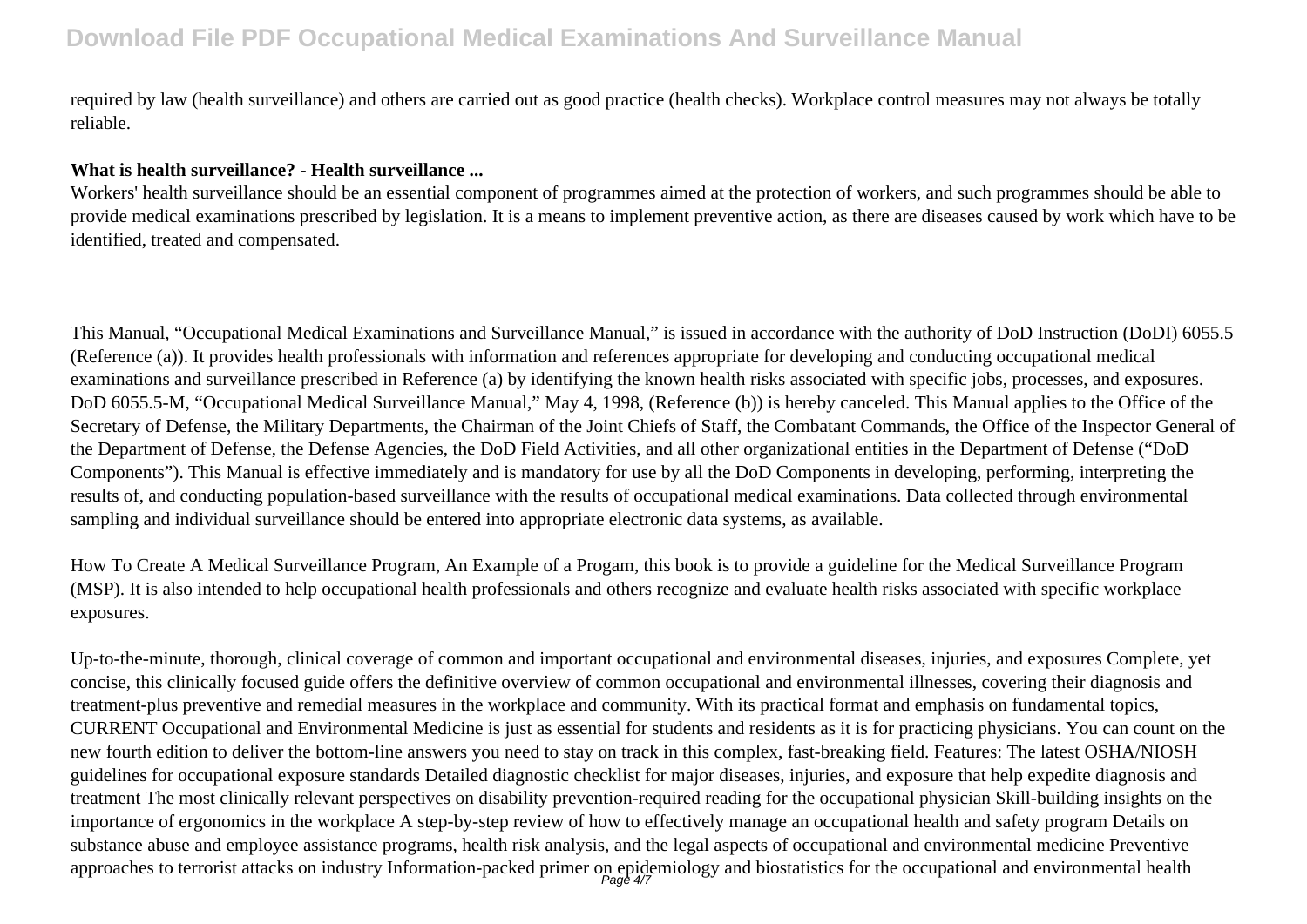required by law (health surveillance) and others are carried out as good practice (health checks). Workplace control measures may not always be totally reliable.

**What is health surveillance? - Health surveillance ...**

Workers' health surveillance should be an essential component of programmes aimed at the protection of workers, and such programmes should be able to provide medical examinations prescribed by legislation. It is a means to implement preventive action, as there are diseases caused by work which have to be identified, treated and compensated.

This Manual, "Occupational Medical Examinations and Surveillance Manual," is issued in accordance with the authority of DoD Instruction (DoDI) 6055.5 (Reference (a)). It provides health professionals with information and references appropriate for developing and conducting occupational medical examinations and surveillance prescribed in Reference (a) by identifying the known health risks associated with specific jobs, processes, and exposures. DoD 6055.5-M, "Occupational Medical Surveillance Manual," May 4, 1998, (Reference (b)) is hereby canceled. This Manual applies to the Office of the Secretary of Defense, the Military Departments, the Chairman of the Joint Chiefs of Staff, the Combatant Commands, the Office of the Inspector General of the Department of Defense, the Defense Agencies, the DoD Field Activities, and all other organizational entities in the Department of Defense ("DoD Components"). This Manual is effective immediately and is mandatory for use by all the DoD Components in developing, performing, interpreting the results of, and conducting population-based surveillance with the results of occupational medical examinations. Data collected through environmental sampling and individual surveillance should be entered into appropriate electronic data systems, as available.

How To Create A Medical Surveillance Program, An Example of a Progam, this book is to provide a guideline for the Medical Surveillance Program (MSP). It is also intended to help occupational health professionals and others recognize and evaluate health risks associated with specific workplace exposures.

Up-to-the-minute, thorough, clinical coverage of common and important occupational and environmental diseases, injuries, and exposures Complete, yet concise, this clinically focused guide offers the definitive overview of common occupational and environmental illnesses, covering their diagnosis and treatment-plus preventive and remedial measures in the workplace and community. With its practical format and emphasis on fundamental topics, CURRENT Occupational and Environmental Medicine is just as essential for students and residents as it is for practicing physicians. You can count on the new fourth edition to deliver the bottom-line answers you need to stay on track in this complex, fast-breaking field. Features: The latest OSHA/NIOSH guidelines for occupational exposure standards Detailed diagnostic checklist for major diseases, injuries, and exposure that help expedite diagnosis and treatment The most clinically relevant perspectives on disability prevention-required reading for the occupational physician Skill-building insights on the importance of ergonomics in the workplace A step-by-step review of how to effectively manage an occupational health and safety program Details on substance abuse and employee assistance programs, health risk analysis, and the legal aspects of occupational and environmental medicine Preventive approaches to terrorist attacks on industry Information-packed primer on epidemiology and biostatistics for the occupational and environmental health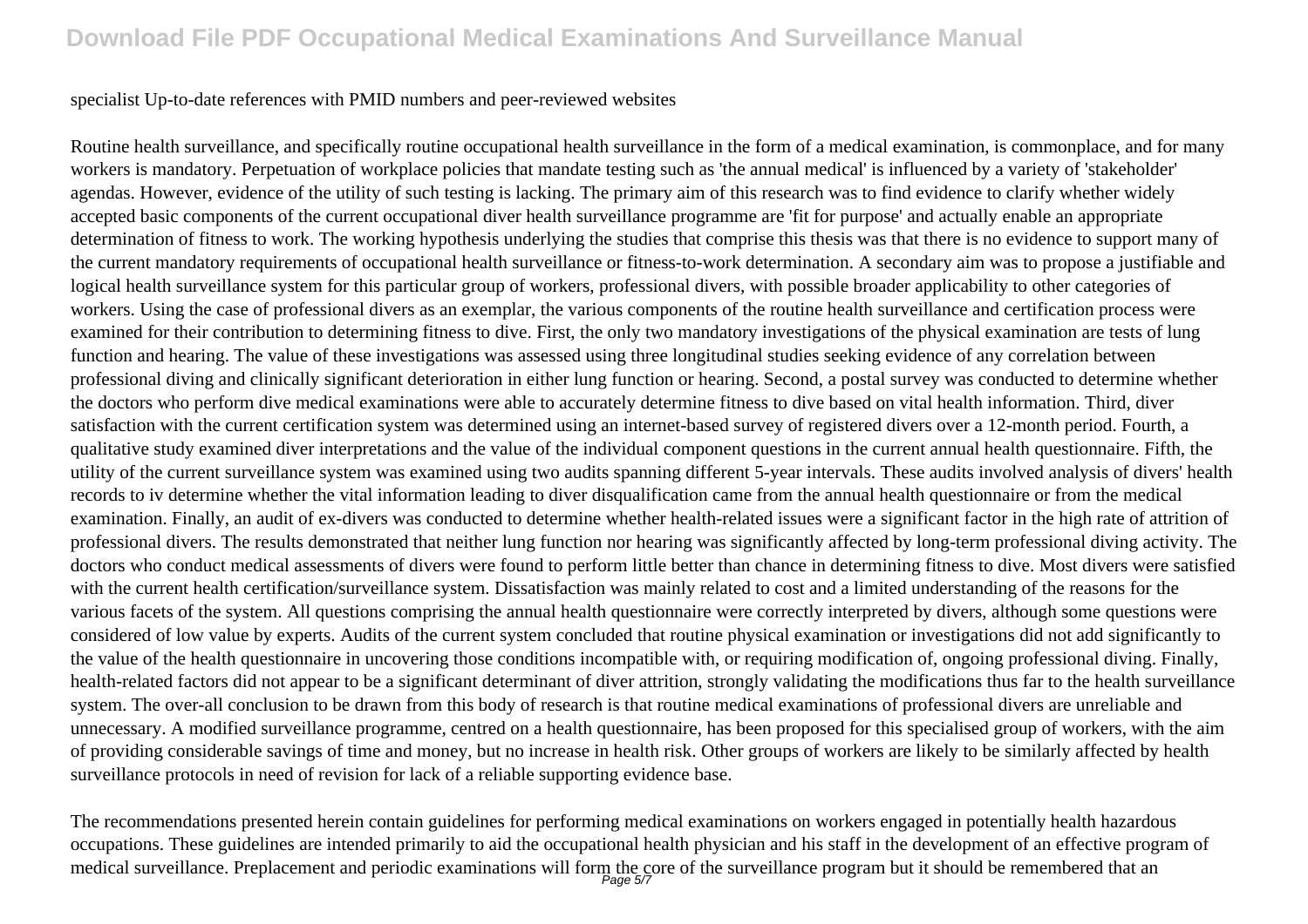specialist Up-to-date references with PMID numbers and peer-reviewed websites

Routine health surveillance, and specifically routine occupational health surveillance in the form of a medical examination, is commonplace, and for many workers is mandatory. Perpetuation of workplace policies that mandate testing such as 'the annual medical' is influenced by a variety of 'stakeholder' agendas. However, evidence of the utility of such testing is lacking. The primary aim of this research was to find evidence to clarify whether widely accepted basic components of the current occupational diver health surveillance programme are 'fit for purpose' and actually enable an appropriate determination of fitness to work. The working hypothesis underlying the studies that comprise this thesis was that there is no evidence to support many of the current mandatory requirements of occupational health surveillance or fitness-to-work determination. A secondary aim was to propose a justifiable and logical health surveillance system for this particular group of workers, professional divers, with possible broader applicability to other categories of workers. Using the case of professional divers as an exemplar, the various components of the routine health surveillance and certification process were examined for their contribution to determining fitness to dive. First, the only two mandatory investigations of the physical examination are tests of lung function and hearing. The value of these investigations was assessed using three longitudinal studies seeking evidence of any correlation between professional diving and clinically significant deterioration in either lung function or hearing. Second, a postal survey was conducted to determine whether the doctors who perform dive medical examinations were able to accurately determine fitness to dive based on vital health information. Third, diver satisfaction with the current certification system was determined using an internet-based survey of registered divers over a 12-month period. Fourth, a qualitative study examined diver interpretations and the value of the individual component questions in the current annual health questionnaire. Fifth, the utility of the current surveillance system was examined using two audits spanning different 5-year intervals. These audits involved analysis of divers' health records to iv determine whether the vital information leading to diver disqualification came from the annual health questionnaire or from the medical examination. Finally, an audit of ex-divers was conducted to determine whether health-related issues were a significant factor in the high rate of attrition of professional divers. The results demonstrated that neither lung function nor hearing was significantly affected by long-term professional diving activity. The doctors who conduct medical assessments of divers were found to perform little better than chance in determining fitness to dive. Most divers were satisfied with the current health certification/surveillance system. Dissatisfaction was mainly related to cost and a limited understanding of the reasons for the various facets of the system. All questions comprising the annual health questionnaire were correctly interpreted by divers, although some questions were considered of low value by experts. Audits of the current system concluded that routine physical examination or investigations did not add significantly to the value of the health questionnaire in uncovering those conditions incompatible with, or requiring modification of, ongoing professional diving. Finally, health-related factors did not appear to be a significant determinant of diver attrition, strongly validating the modifications thus far to the health surveillance system. The over-all conclusion to be drawn from this body of research is that routine medical examinations of professional divers are unreliable and unnecessary. A modified surveillance programme, centred on a health questionnaire, has been proposed for this specialised group of workers, with the aim of providing considerable savings of time and money, but no increase in health risk. Other groups of workers are likely to be similarly affected by health surveillance protocols in need of revision for lack of a reliable supporting evidence base.

The recommendations presented herein contain guidelines for performing medical examinations on workers engaged in potentially health hazardous occupations. These guidelines are intended primarily to aid the occupational health physician and his staff in the development of an effective program of medical surveillance. Preplacement and periodic examinations will form the core of the surveillance program but it should be remembered that an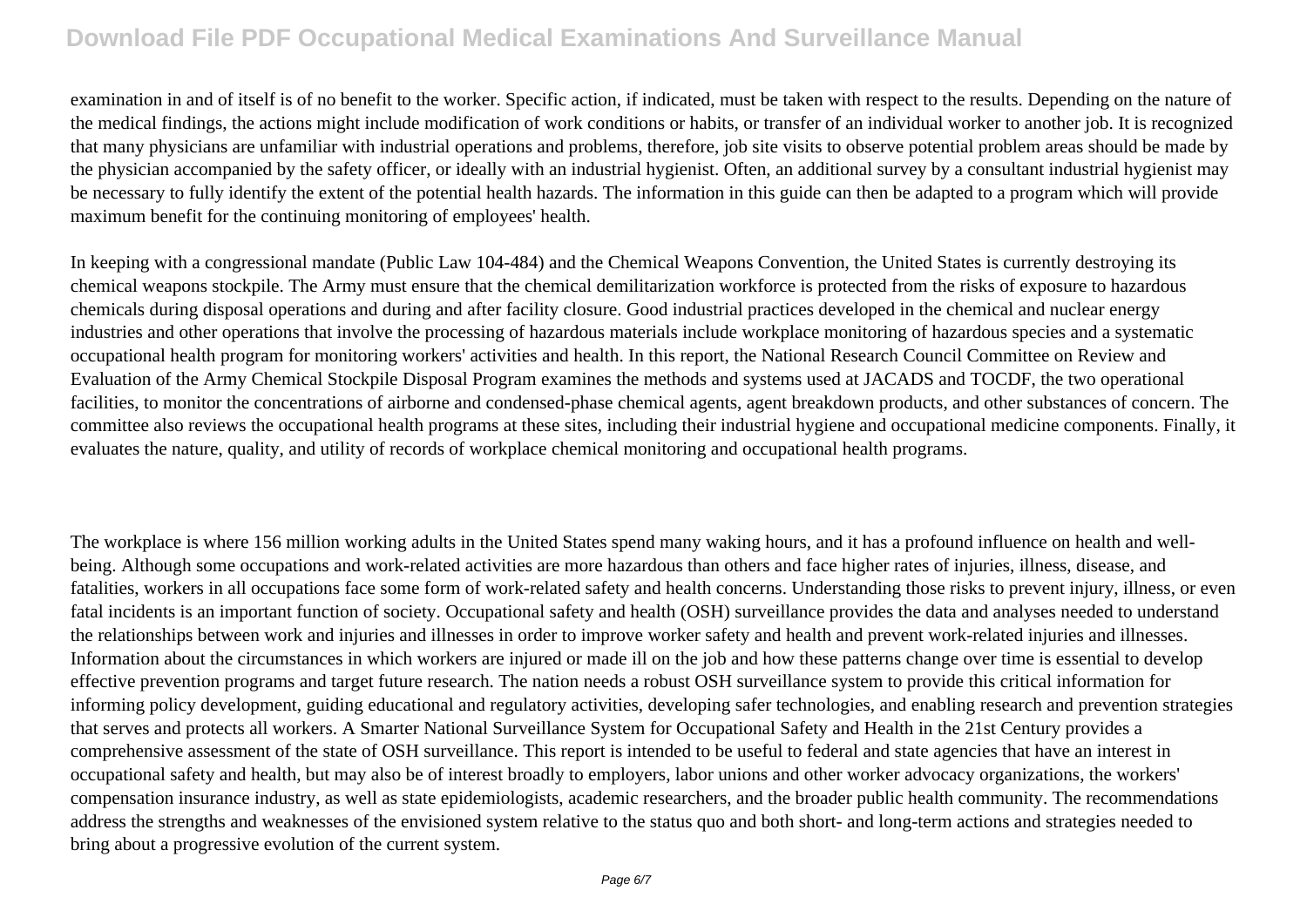examination in and of itself is of no benefit to the worker. Specific action, if indicated, must be taken with respect to the results. Depending on the nature of the medical findings, the actions might include modification of work conditions or habits, or transfer of an individual worker to another job. It is recognized that many physicians are unfamiliar with industrial operations and problems, therefore, job site visits to observe potential problem areas should be made by the physician accompanied by the safety officer, or ideally with an industrial hygienist. Often, an additional survey by a consultant industrial hygienist may be necessary to fully identify the extent of the potential health hazards. The information in this guide can then be adapted to a program which will provide maximum benefit for the continuing monitoring of employees' health.

In keeping with a congressional mandate (Public Law 104-484) and the Chemical Weapons Convention, the United States is currently destroying its chemical weapons stockpile. The Army must ensure that the chemical demilitarization workforce is protected from the risks of exposure to hazardous chemicals during disposal operations and during and after facility closure. Good industrial practices developed in the chemical and nuclear energy industries and other operations that involve the processing of hazardous materials include workplace monitoring of hazardous species and a systematic occupational health program for monitoring workers' activities and health. In this report, the National Research Council Committee on Review and Evaluation of the Army Chemical Stockpile Disposal Program examines the methods and systems used at JACADS and TOCDF, the two operational facilities, to monitor the concentrations of airborne and condensed-phase chemical agents, agent breakdown products, and other substances of concern. The committee also reviews the occupational health programs at these sites, including their industrial hygiene and occupational medicine components. Finally, it evaluates the nature, quality, and utility of records of workplace chemical monitoring and occupational health programs.

The workplace is where 156 million working adults in the United States spend many waking hours, and it has a profound influence on health and well-being. Although some occupations and work-related activities are more hazardous than others and face higher rates of injuries, illness, disease, and fatalities, workers in all occupations face some form of work-related safety and health concerns. Understanding those risks to prevent injury, illness, or even fatal incidents is an important function of society. Occupational safety and health (OSH) surveillance provides the data and analyses needed to understand the relationships between work and injuries and illnesses in order to improve worker safety and health and prevent work-related injuries and illnesses. Information about the circumstances in which workers are injured or made ill on the job and how these patterns change over time is essential to develop effective prevention programs and target future research. The nation needs a robust OSH surveillance system to provide this critical information for informing policy development, guiding educational and regulatory activities, developing safer technologies, and enabling research and prevention strategies that serves and protects all workers. A Smarter National Surveillance System for Occupational Safety and Health in the 21st Century provides a comprehensive assessment of the state of OSH surveillance. This report is intended to be useful to federal and state agencies that have an interest in occupational safety and health, but may also be of interest broadly to employers, labor unions and other worker advocacy organizations, the workers' compensation insurance industry, as well as state epidemiologists, academic researchers, and the broader public health community. The recommendations address the strengths and weaknesses of the envisioned system relative to the status quo and both short- and long-term actions and strategies needed to bring about a progressive evolution of the current system.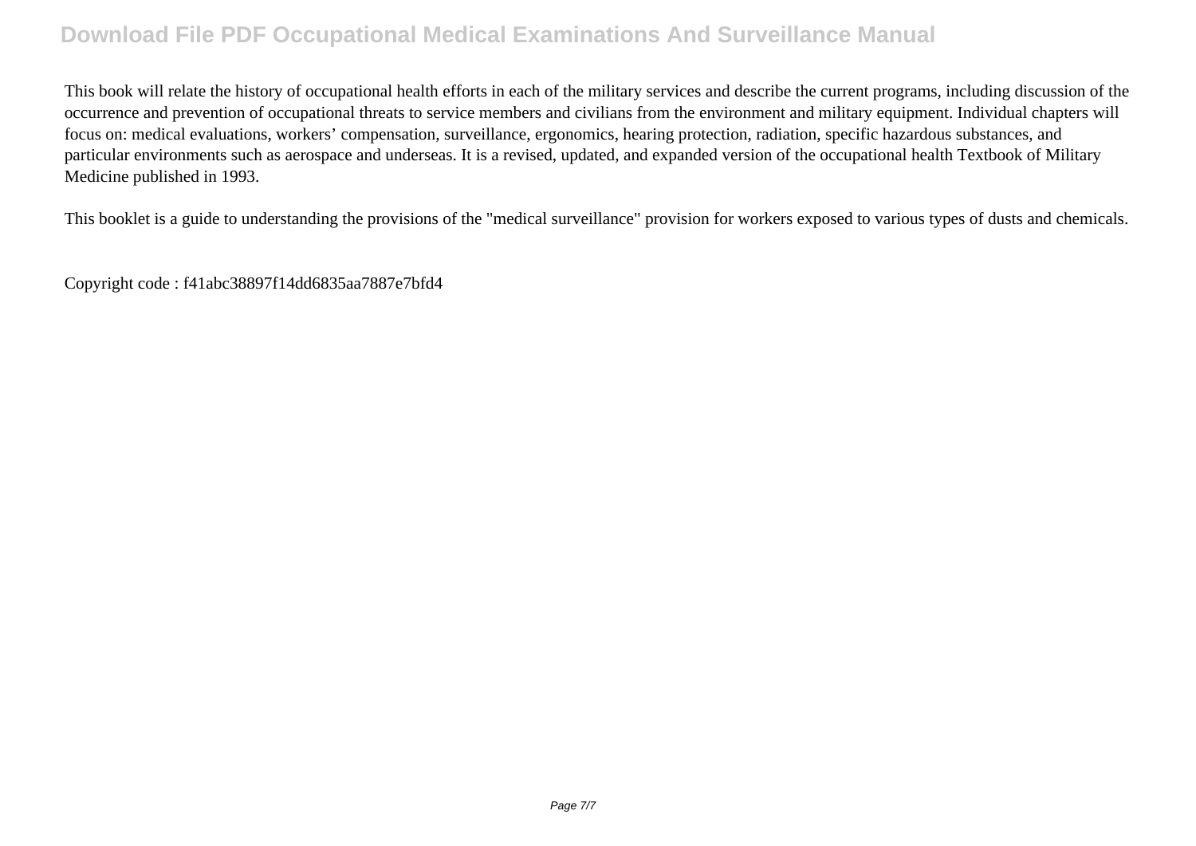This book will relate the history of occupational health efforts in each of the military services and describe the current programs, including discussion of the occurrence and prevention of occupational threats to service members and civilians from the environment and military equipment. Individual chapters will focus on: medical evaluations, workers' compensation, surveillance, ergonomics, hearing protection, radiation, specific hazardous substances, and particular environments such as aerospace and underseas. It is a revised, updated, and expanded version of the occupational health Textbook of Military Medicine published in 1993.

This booklet is a guide to understanding the provisions of the "medical surveillance" provision for workers exposed to various types of dusts and chemicals.

Copyright code : f41abc38897f14dd6835aa7887e7bfd4